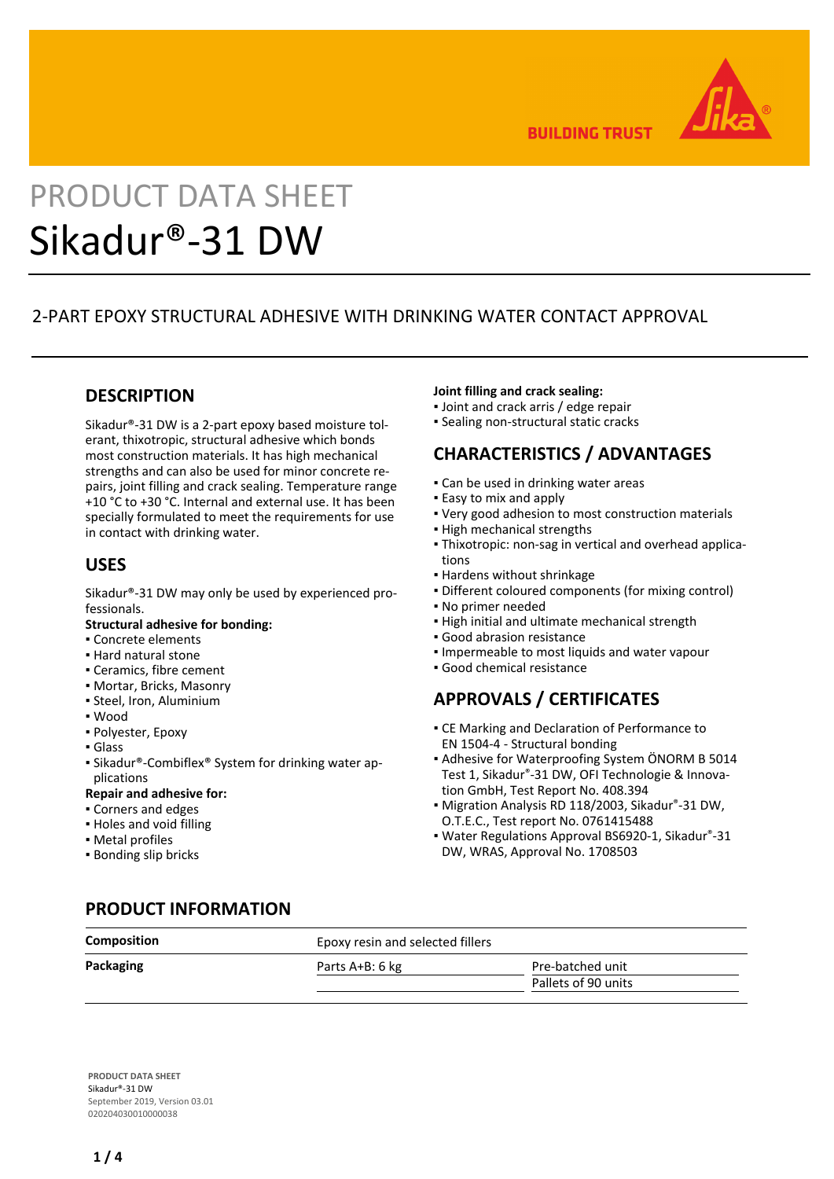# PRODUCT DATA SHEET

# Sikadur®-31 DW

2-PART EPOXY STRUCTURAL ADHESIVE WITH DRINKING WATER CONTACT APPROVAL

## DESCRIPTION

Sikadur®-31 DW is a 2-part epoxy based moisture tolerant, thixotropic, structural adhesive which bonds most construction materials. It has high mechanical strengths and can also be used for minor concrete repairs, joint filling and crack sealing. Temperature range +10 °C to +30 °C. Internal and external use. It has been specially formulated to meet the requirements for use in contact with drinking water.

## USES

Sikadur®-31 DW may only be used by experienced professionals.

**Structural adhesive for bonding:**

- Concrete elements
- Hard natural stone
- Ceramics, fibre cement
- Mortar, Bricks, Masonry
- Steel, Iron, Aluminium
- Wood
- Polyester, Epoxy
- Glass
- Sikadur®-Combiflex® System for drinking water applications

**Repair and adhesive for:**

- Corners and edges
- Holes and void filling
- Metal profiles
- Bonding slip bricks

**Joint filling and crack sealing:**

- Joint and crack arris / edge repair
- Sealing non-structural static cracks

## CHARACTERISTICS / ADVANTAGES

- Can be used in drinking water areas
- Easy to mix and apply
- Very good adhesion to most construction materials
- High mechanical strengths
- Thixotropic: non-sag in vertical and overhead applications
- Hardens without shrinkage
- Different coloured components (for mixing control)
- No primer needed
- High initial and ultimate mechanical strength
- Good abrasion resistance
- Impermeable to most liquids and water vapour
- Good chemical resistance

## APPROVALS / CERTIFICATES

- CE Marking and Declaration of Performance to EN 1504-4 - Structural bonding
- Adhesive for Waterproofing System ÖNORM B 5014 Test 1, Sikadur®-31 DW, OFI Technologie & Innovation GmbH, Test Report No. 408.394
- Migration Analysis RD 118/2003, Sikadur®-31 DW, O.T.E.C., Test report No. 0761415488
- Water Regulations Approval BS6920-1, Sikadur®-31 DW, WRAS, Approval No. 1708503

## PRODUCT INFORMATION

| | | |
|---|---|---|
| **Composition** | Epoxy resin and selected fillers | |
| **Packaging** | Parts A+B: 6 kg | Pre-batched unit |
| | | Pallets of 90 units |

PRODUCT DATA SHEET
Sikadur®-31 DW
September 2019, Version 03.01
020204030010000038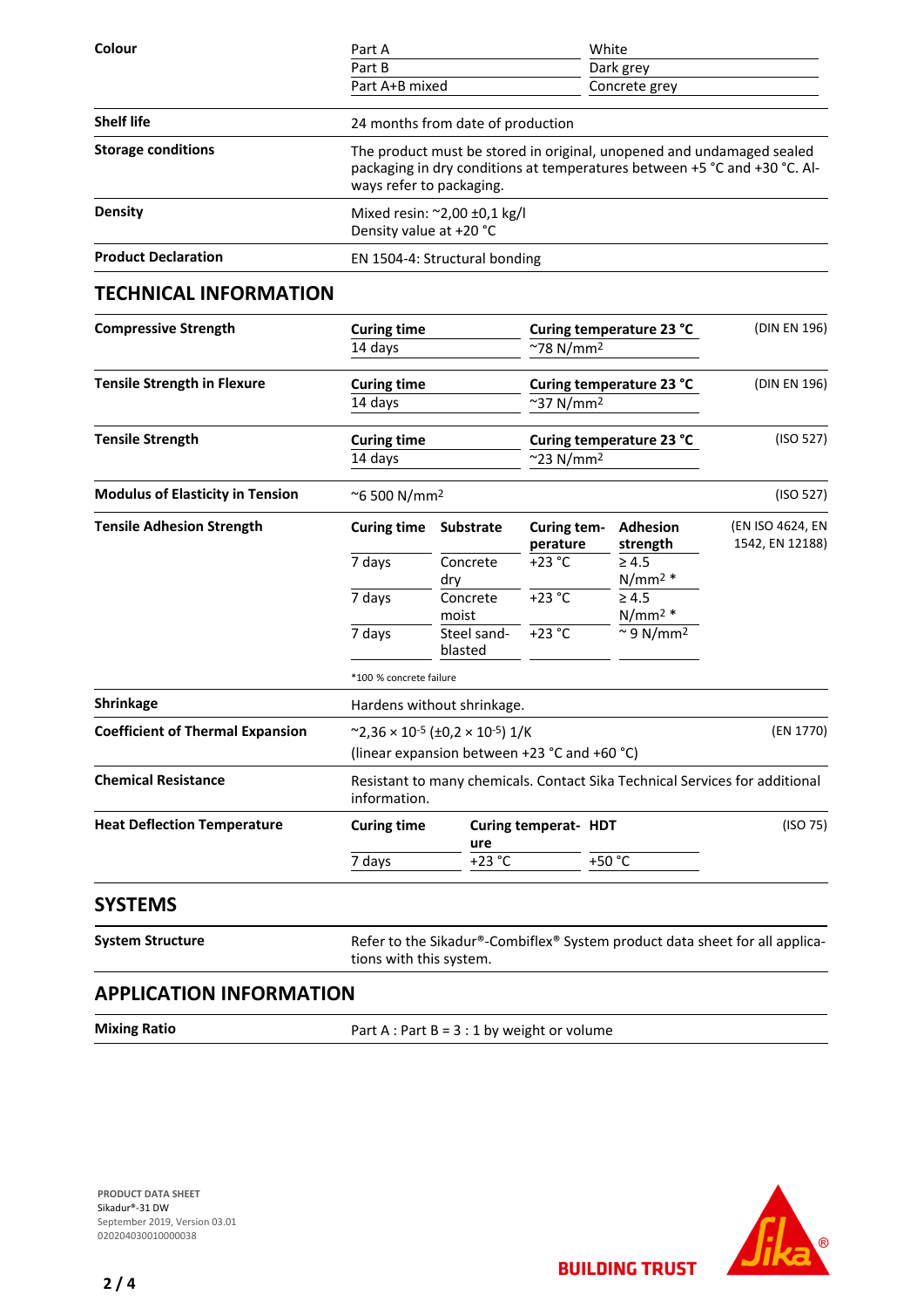| | | |
|---|---|---|
| **Colour** | Part A | White |
| | Part B | Dark grey |
| | Part A+B mixed | Concrete grey |

| | |
|---|---|
| **Shelf life** | 24 months from date of production |
| **Storage conditions** | The product must be stored in original, unopened and undamaged sealed packaging in dry conditions at temperatures between +5 °C and +30 °C. Always refer to packaging. |
| **Density** | Mixed resin: ~2,00 ±0,1 kg/l<br>Density value at +20 °C |
| **Product Declaration** | EN 1504-4: Structural bonding |

## TECHNICAL INFORMATION

| | | | |
|---|---|---|---|
| **Compressive Strength** | **Curing time** | **Curing temperature 23 °C** | (DIN EN 196) |
| | 14 days | ~78 N/mm² | |
| **Tensile Strength in Flexure** | **Curing time** | **Curing temperature 23 °C** | (DIN EN 196) |
| | 14 days | ~37 N/mm² | |
| **Tensile Strength** | **Curing time** | **Curing temperature 23 °C** | (ISO 527) |
| | 14 days | ~23 N/mm² | |
| **Modulus of Elasticity in Tension** | ~6 500 N/mm² | | (ISO 527) |

| | | | | | |
|---|---|---|---|---|---|
| **Tensile Adhesion Strength** | **Curing time** | **Substrate** | **Curing temperature** | **Adhesion strength** | (EN ISO 4624, EN 1542, EN 12188) |
| | 7 days | Concrete dry | +23 °C | ≥ 4.5 N/mm² * | |
| | 7 days | Concrete moist | +23 °C | ≥ 4.5 N/mm² * | |
| | 7 days | Steel sandblasted | +23 °C | ~ 9 N/mm² | |

*100 % concrete failure

| | | |
|---|---|---|
| **Shrinkage** | Hardens without shrinkage. | |
| **Coefficient of Thermal Expansion** | ~2,36 × $10^{-5}$ (±0,2 × $10^{-5}$) 1/K<br>(linear expansion between +23 °C and +60 °C) | (EN 1770) |
| **Chemical Resistance** | Resistant to many chemicals. Contact Sika Technical Services for additional information. | |

| | | | | |
|---|---|---|---|---|
| **Heat Deflection Temperature** | **Curing time** | **Curing temperature** | **HDT** | (ISO 75) |
| | 7 days | +23 °C | +50 °C | |

## SYSTEMS

| | |
|---|---|
| **System Structure** | Refer to the Sikadur®-Combiflex® System product data sheet for all applications with this system. |

## APPLICATION INFORMATION

| | |
|---|---|
| **Mixing Ratio** | Part A : Part B = 3 : 1 by weight or volume |

**PRODUCT DATA SHEET**
Sikadur®-31 DW
September 2019, Version 03.01
020204030010000038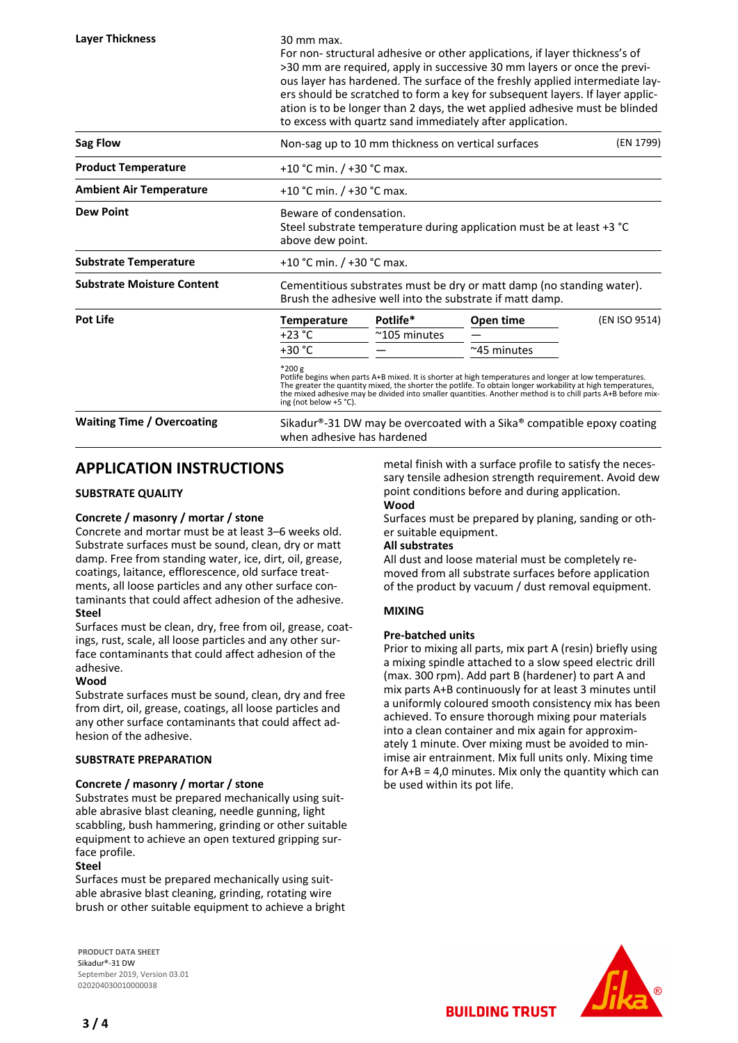| | |
|---|---|
| **Layer Thickness** | 30 mm max.<br>For non- structural adhesive or other applications, if layer thickness's of >30 mm are required, apply in successive 30 mm layers or once the previous layer has hardened. The surface of the freshly applied intermediate layers should be scratched to form a key for subsequent layers. If layer application is to be longer than 2 days, the wet applied adhesive must be blinded to excess with quartz sand immediately after application. |
| **Sag Flow** | Non-sag up to 10 mm thickness on vertical surfaces (EN 1799) |
| **Product Temperature** | +10 °C min. / +30 °C max. |
| **Ambient Air Temperature** | +10 °C min. / +30 °C max. |
| **Dew Point** | Beware of condensation.<br>Steel substrate temperature during application must be at least +3 °C above dew point. |
| **Substrate Temperature** | +10 °C min. / +30 °C max. |
| **Substrate Moisture Content** | Cementitious substrates must be dry or matt damp (no standing water). Brush the adhesive well into the substrate if matt damp. |

**Pot Life** (EN ISO 9514)

| Temperature | Potlife* | Open time |
|---|---|---|
| +23 °C | ~105 minutes | — |
| +30 °C | — | ~45 minutes |

*200 g
Potlife begins when parts A+B mixed. It is shorter at high temperatures and longer at low temperatures. The greater the quantity mixed, the shorter the potlife. To obtain longer workability at high temperatures, the mixed adhesive may be divided into smaller quantities. Another method is to chill parts A+B before mixing (not below +5 °C).

**Waiting Time / Overcoating**
Sikadur®-31 DW may be overcoated with a Sika® compatible epoxy coating when adhesive has hardened

## APPLICATION INSTRUCTIONS

### SUBSTRATE QUALITY

**Concrete / masonry / mortar / stone**
Concrete and mortar must be at least 3–6 weeks old. Substrate surfaces must be sound, clean, dry or matt damp. Free from standing water, ice, dirt, oil, grease, coatings, laitance, efflorescence, old surface treatments, all loose particles and any other surface contaminants that could affect adhesion of the adhesive.

**Steel**
Surfaces must be clean, dry, free from oil, grease, coatings, rust, scale, all loose particles and any other surface contaminants that could affect adhesion of the adhesive.

**Wood**
Substrate surfaces must be sound, clean, dry and free from dirt, oil, grease, coatings, all loose particles and any other surface contaminants that could affect adhesion of the adhesive.

### SUBSTRATE PREPARATION

**Concrete / masonry / mortar / stone**
Substrates must be prepared mechanically using suitable abrasive blast cleaning, needle gunning, light scabbling, bush hammering, grinding or other suitable equipment to achieve an open textured gripping surface profile.

**Steel**
Surfaces must be prepared mechanically using suitable abrasive blast cleaning, grinding, rotating wire brush or other suitable equipment to achieve a bright metal finish with a surface profile to satisfy the necessary tensile adhesion strength requirement. Avoid dew point conditions before and during application.

**Wood**
Surfaces must be prepared by planing, sanding or other suitable equipment.

**All substrates**
All dust and loose material must be completely removed from all substrate surfaces before application of the product by vacuum / dust removal equipment.

### MIXING

**Pre-batched units**
Prior to mixing all parts, mix part A (resin) briefly using a mixing spindle attached to a slow speed electric drill (max. 300 rpm). Add part B (hardener) to part A and mix parts A+B continuously for at least 3 minutes until a uniformly coloured smooth consistency mix has been achieved. To ensure thorough mixing pour materials into a clean container and mix again for approximately 1 minute. Over mixing must be avoided to minimise air entrainment. Mix full units only. Mixing time for A+B = 4,0 minutes. Mix only the quantity which can be used within its pot life.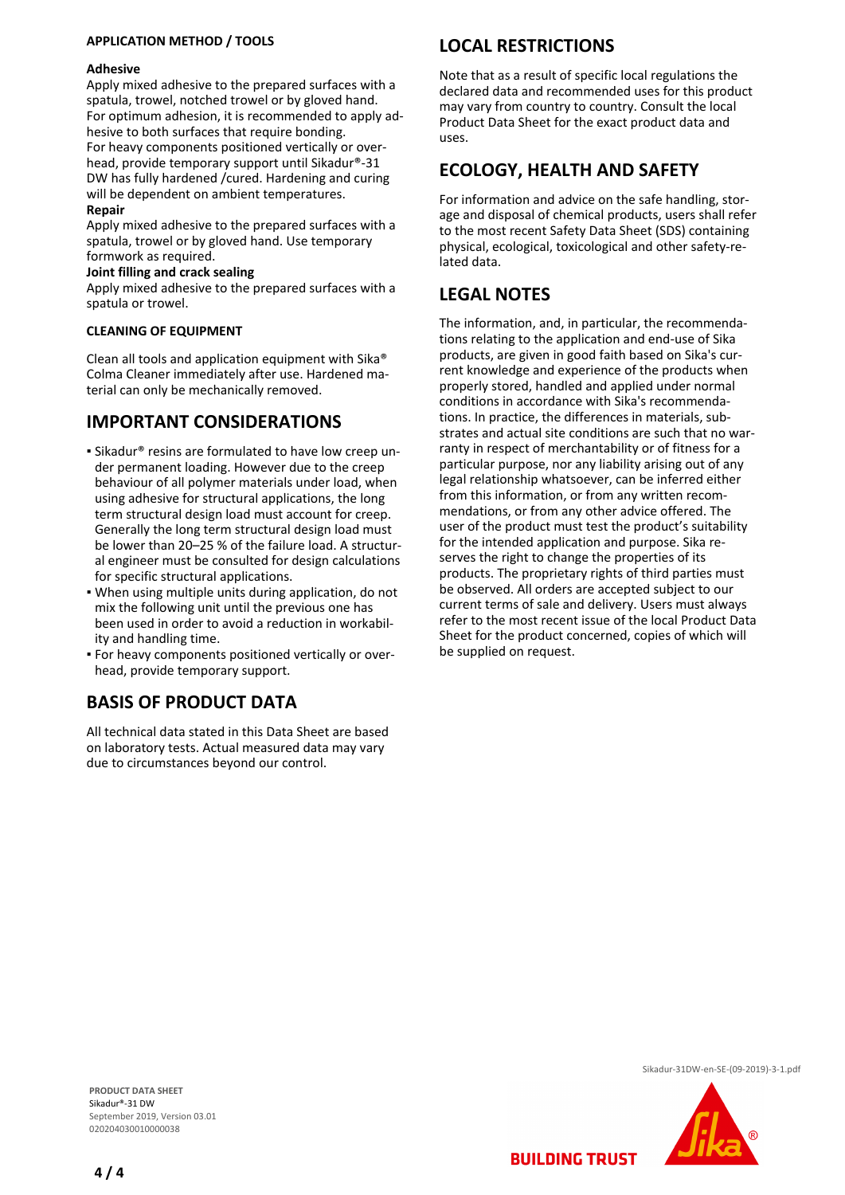### APPLICATION METHOD / TOOLS

**Adhesive**

Apply mixed adhesive to the prepared surfaces with a spatula, trowel, notched trowel or by gloved hand. For optimum adhesion, it is recommended to apply adhesive to both surfaces that require bonding.
For heavy components positioned vertically or overhead, provide temporary support until Sikadur®-31 DW has fully hardened /cured. Hardening and curing will be dependent on ambient temperatures.

**Repair**

Apply mixed adhesive to the prepared surfaces with a spatula, trowel or by gloved hand. Use temporary formwork as required.

**Joint filling and crack sealing**

Apply mixed adhesive to the prepared surfaces with a spatula or trowel.

### CLEANING OF EQUIPMENT

Clean all tools and application equipment with Sika® Colma Cleaner immediately after use. Hardened material can only be mechanically removed.

## IMPORTANT CONSIDERATIONS

- Sikadur® resins are formulated to have low creep under permanent loading. However due to the creep behaviour of all polymer materials under load, when using adhesive for structural applications, the long term structural design load must account for creep. Generally the long term structural design load must be lower than 20–25 % of the failure load. A structural engineer must be consulted for design calculations for specific structural applications.
- When using multiple units during application, do not mix the following unit until the previous one has been used in order to avoid a reduction in workability and handling time.
- For heavy components positioned vertically or overhead, provide temporary support.

## BASIS OF PRODUCT DATA

All technical data stated in this Data Sheet are based on laboratory tests. Actual measured data may vary due to circumstances beyond our control.

## LOCAL RESTRICTIONS

Note that as a result of specific local regulations the declared data and recommended uses for this product may vary from country to country. Consult the local Product Data Sheet for the exact product data and uses.

## ECOLOGY, HEALTH AND SAFETY

For information and advice on the safe handling, storage and disposal of chemical products, users shall refer to the most recent Safety Data Sheet (SDS) containing physical, ecological, toxicological and other safety-related data.

## LEGAL NOTES

The information, and, in particular, the recommendations relating to the application and end-use of Sika products, are given in good faith based on Sika's current knowledge and experience of the products when properly stored, handled and applied under normal conditions in accordance with Sika's recommendations. In practice, the differences in materials, substrates and actual site conditions are such that no warranty in respect of merchantability or of fitness for a particular purpose, nor any liability arising out of any legal relationship whatsoever, can be inferred either from this information, or from any written recommendations, or from any other advice offered. The user of the product must test the product's suitability for the intended application and purpose. Sika reserves the right to change the properties of its products. The proprietary rights of third parties must be observed. All orders are accepted subject to our current terms of sale and delivery. Users must always refer to the most recent issue of the local Product Data Sheet for the product concerned, copies of which will be supplied on request.